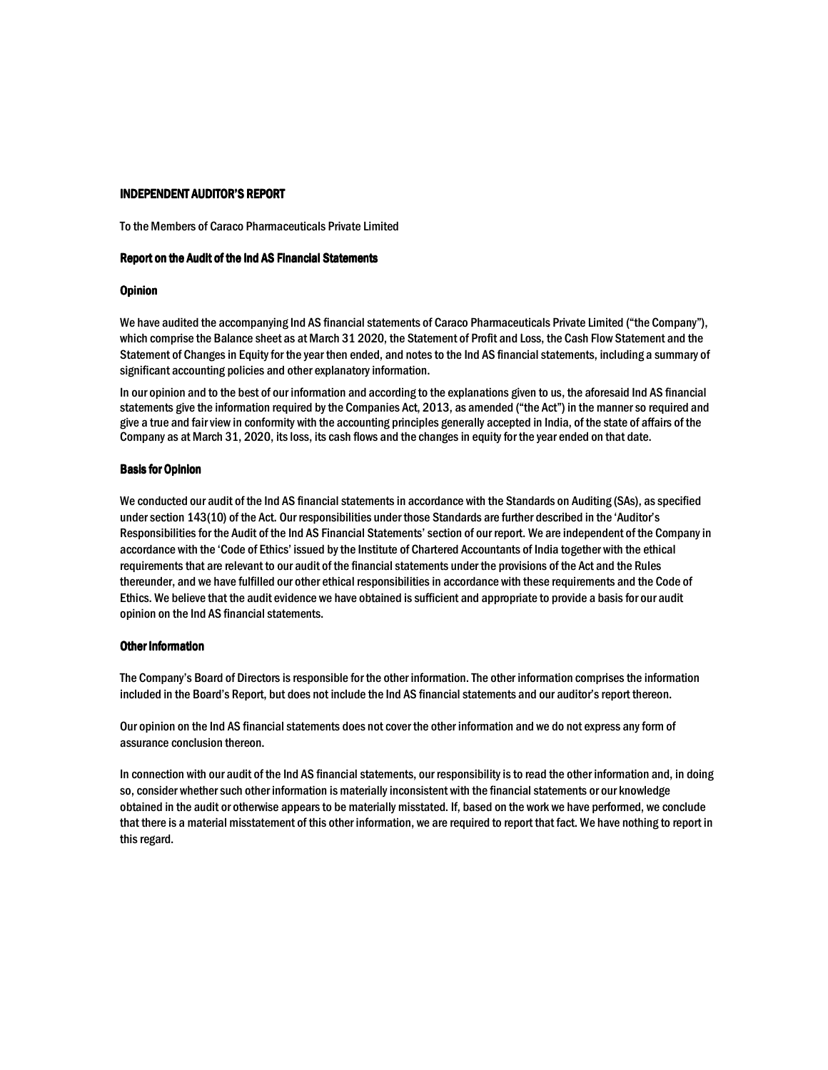# INDEPENDENT AUDITOR'S REPORT

To the Members of Caraco Pharmaceuticals Private Limited

## Report on the Audit of the Ind AS Financial Statements

### Opinion

We have audited the accompanying Ind AS financial statements of Caraco Pharmaceuticals Private Limited ("the Company"), which comprise the Balance sheet as at March 31 2020, the Statement of Profit and Loss, the Cash Flow Statement and the Statement of Changes in Equity for the year then ended, and notes to the Ind AS financial statements, including a summary of significant accounting policies and other explanatory information.

In our opinion and to the best of our information and according to the explanations given to us, the aforesaid Ind AS financial statements give the information required by the Companies Act, 2013, as amended ("the Act") in the manner so required and give a true and fair view in conformity with the accounting principles generally accepted in India, of the state of affairs of the Company as at March 31, 2020, its loss, its cash flows and the changes in equity for the year ended on that date.

### Basis for Opinion

We conducted our audit of the Ind AS financial statements in accordance with the Standards on Auditing (SAs), as specified under section 143(10) of the Act. Our responsibilities under those Standards are further described in the 'Auditor's Responsibilities for the Audit of the Ind AS Financial Statements' section of our report. We are independent of the Company in accordance with the 'Code of Ethics' issued by the Institute of Chartered Accountants of India together with the ethical requirements that are relevant to our audit of the financial statements under the provisions of the Act and the Rules thereunder, and we have fulfilled our other ethical responsibilities in accordance with these requirements and the Code of Ethics. We believe that the audit evidence we have obtained is sufficient and appropriate to provide a basis for our audit opinion on the Ind AS financial statements.

### Other Information

The Company's Board of Directors is responsible for the other information. The other information comprises the information included in the Board's Report, but does not include the Ind AS financial statements and our auditor's report thereon.

Our opinion on the Ind AS financial statements does not cover the other information and we do not express any form of assurance conclusion thereon.

In connection with our audit of the Ind AS financial statements, our responsibility is to read the other information and, in doing so, consider whether such other information is materially inconsistent with the financial statements or our knowledge obtained in the audit or otherwise appears to be materially misstated. If, based on the work we have performed, we conclude that there is a material misstatement of this other information, we are required to report that fact. We have nothing to report in this regard.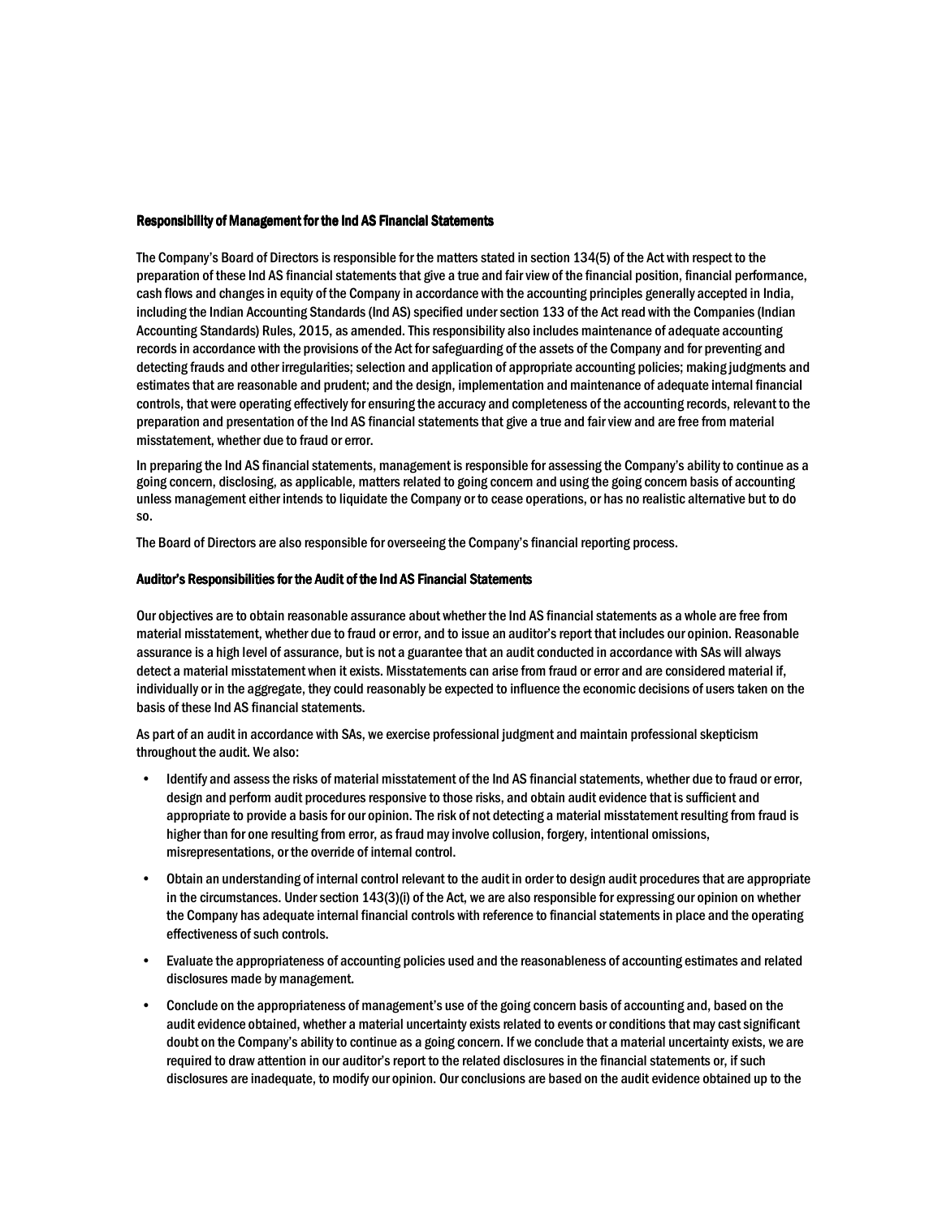**Responsibility of Management for the Ind AS Financial Statements**

The Company's Board of Directors is responsible for the matters stated in section 134(5) of the Act with respect to the preparation of these Ind AS financial statements that give a true and fair view of the financial position, financial performance, cash flows and changes in equity of the Company in accordance with the accounting principles generally accepted in India, including the Indian Accounting Standards (Ind AS) specified under section 133 of the Act read with the Companies (Indian Accounting Standards) Rules, 2015, as amended. This responsibility also includes maintenance of adequate accounting records in accordance with the provisions of the Act for safeguarding of the assets of the Company and for preventing and detecting frauds and other irregularities; selection and application of appropriate accounting policies; making judgments and estimates that are reasonable and prudent; and the design, implementation and maintenance of adequate internal financial controls, that were operating effectively for ensuring the accuracy and completeness of the accounting records, relevant to the preparation and presentation of the Ind AS financial statements that give a true and fair view and are free from material misstatement, whether due to fraud or error.

In preparing the Ind AS financial statements, management is responsible for assessing the Company's ability to continue as a going concern, disclosing, as applicable, matters related to going concern and using the going concern basis of accounting unless management either intends to liquidate the Company or to cease operations, or has no realistic alternative but to do so.

The Board of Directors are also responsible for overseeing the Company's financial reporting process.

**Auditor's Responsibilities for the Audit of the Ind AS Financial Statements**

Our objectives are to obtain reasonable assurance about whether the Ind AS financial statements as a whole are free from material misstatement, whether due to fraud or error, and to issue an auditor's report that includes our opinion. Reasonable assurance is a high level of assurance, but is not a guarantee that an audit conducted in accordance with SAs will always detect a material misstatement when it exists. Misstatements can arise from fraud or error and are considered material if, individually or in the aggregate, they could reasonably be expected to influence the economic decisions of users taken on the basis of these Ind AS financial statements.

As part of an audit in accordance with SAs, we exercise professional judgment and maintain professional skepticism throughout the audit. We also:

- Identify and assess the risks of material misstatement of the Ind AS financial statements, whether due to fraud or error, design and perform audit procedures responsive to those risks, and obtain audit evidence that is sufficient and appropriate to provide a basis for our opinion. The risk of not detecting a material misstatement resulting from fraud is higher than for one resulting from error, as fraud may involve collusion, forgery, intentional omissions, misrepresentations, or the override of internal control.
- Obtain an understanding of internal control relevant to the audit in order to design audit procedures that are appropriate in the circumstances. Under section 143(3)(i) of the Act, we are also responsible for expressing our opinion on whether the Company has adequate internal financial controls with reference to financial statements in place and the operating effectiveness of such controls.
- Evaluate the appropriateness of accounting policies used and the reasonableness of accounting estimates and related disclosures made by management.
- Conclude on the appropriateness of management's use of the going concern basis of accounting and, based on the audit evidence obtained, whether a material uncertainty exists related to events or conditions that may cast significant doubt on the Company's ability to continue as a going concern. If we conclude that a material uncertainty exists, we are required to draw attention in our auditor's report to the related disclosures in the financial statements or, if such disclosures are inadequate, to modify our opinion. Our conclusions are based on the audit evidence obtained up to the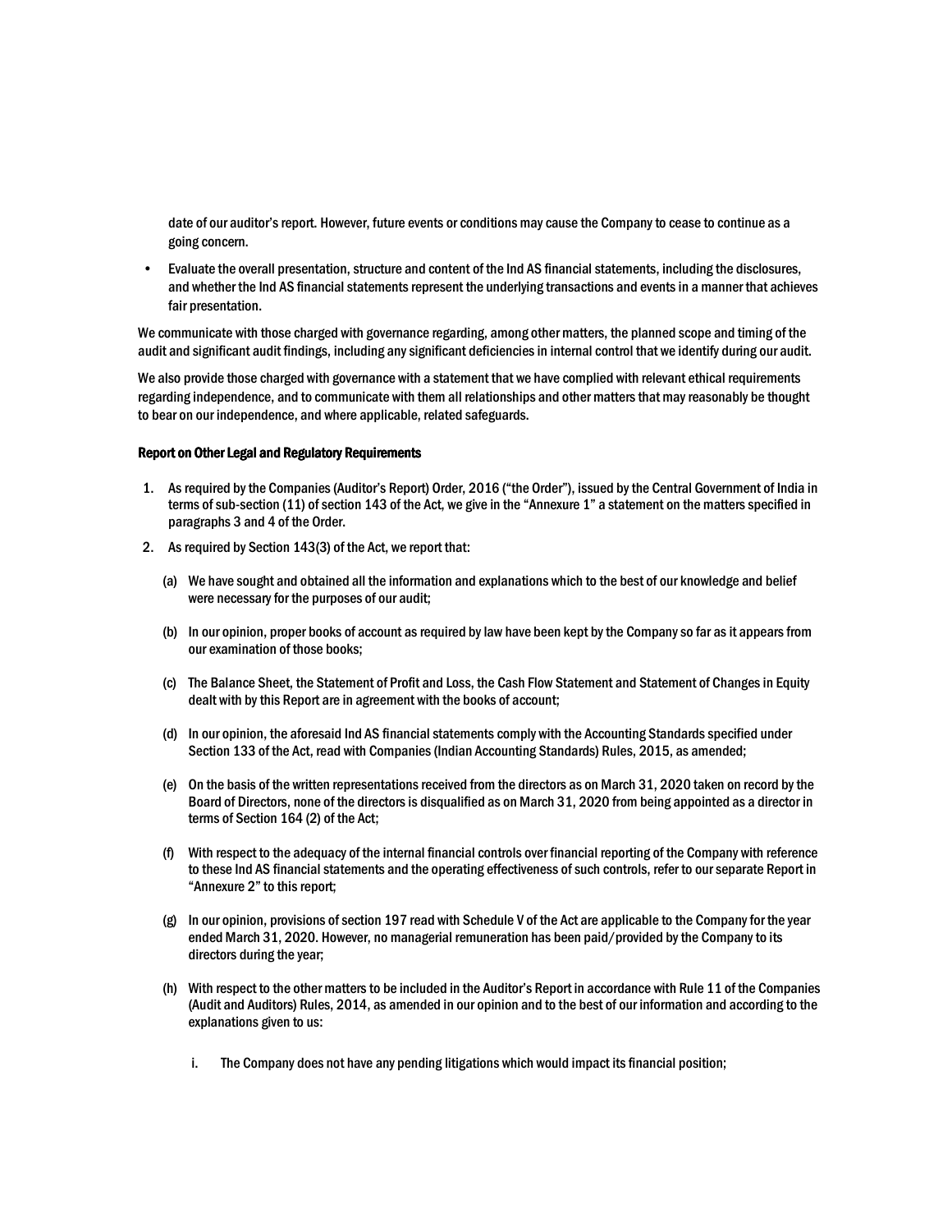date of our auditor's report. However, future events or conditions may cause the Company to cease to continue as a going concern.

- Evaluate the overall presentation, structure and content of the Ind AS financial statements, including the disclosures, and whether the Ind AS financial statements represent the underlying transactions and events in a manner that achieves fair presentation.

We communicate with those charged with governance regarding, among other matters, the planned scope and timing of the audit and significant audit findings, including any significant deficiencies in internal control that we identify during our audit.

We also provide those charged with governance with a statement that we have complied with relevant ethical requirements regarding independence, and to communicate with them all relationships and other matters that may reasonably be thought to bear on our independence, and where applicable, related safeguards.

**Report on Other Legal and Regulatory Requirements**

1. As required by the Companies (Auditor's Report) Order, 2016 ("the Order"), issued by the Central Government of India in terms of sub-section (11) of section 143 of the Act, we give in the "Annexure 1" a statement on the matters specified in paragraphs 3 and 4 of the Order.
2. As required by Section 143(3) of the Act, we report that:

   (a) We have sought and obtained all the information and explanations which to the best of our knowledge and belief were necessary for the purposes of our audit;

   (b) In our opinion, proper books of account as required by law have been kept by the Company so far as it appears from our examination of those books;

   (c) The Balance Sheet, the Statement of Profit and Loss, the Cash Flow Statement and Statement of Changes in Equity dealt with by this Report are in agreement with the books of account;

   (d) In our opinion, the aforesaid Ind AS financial statements comply with the Accounting Standards specified under Section 133 of the Act, read with Companies (Indian Accounting Standards) Rules, 2015, as amended;

   (e) On the basis of the written representations received from the directors as on March 31, 2020 taken on record by the Board of Directors, none of the directors is disqualified as on March 31, 2020 from being appointed as a director in terms of Section 164 (2) of the Act;

   (f) With respect to the adequacy of the internal financial controls over financial reporting of the Company with reference to these Ind AS financial statements and the operating effectiveness of such controls, refer to our separate Report in "Annexure 2" to this report;

   (g) In our opinion, provisions of section 197 read with Schedule V of the Act are applicable to the Company for the year ended March 31, 2020. However, no managerial remuneration has been paid/provided by the Company to its directors during the year;

   (h) With respect to the other matters to be included in the Auditor's Report in accordance with Rule 11 of the Companies (Audit and Auditors) Rules, 2014, as amended in our opinion and to the best of our information and according to the explanations given to us:

      i. The Company does not have any pending litigations which would impact its financial position;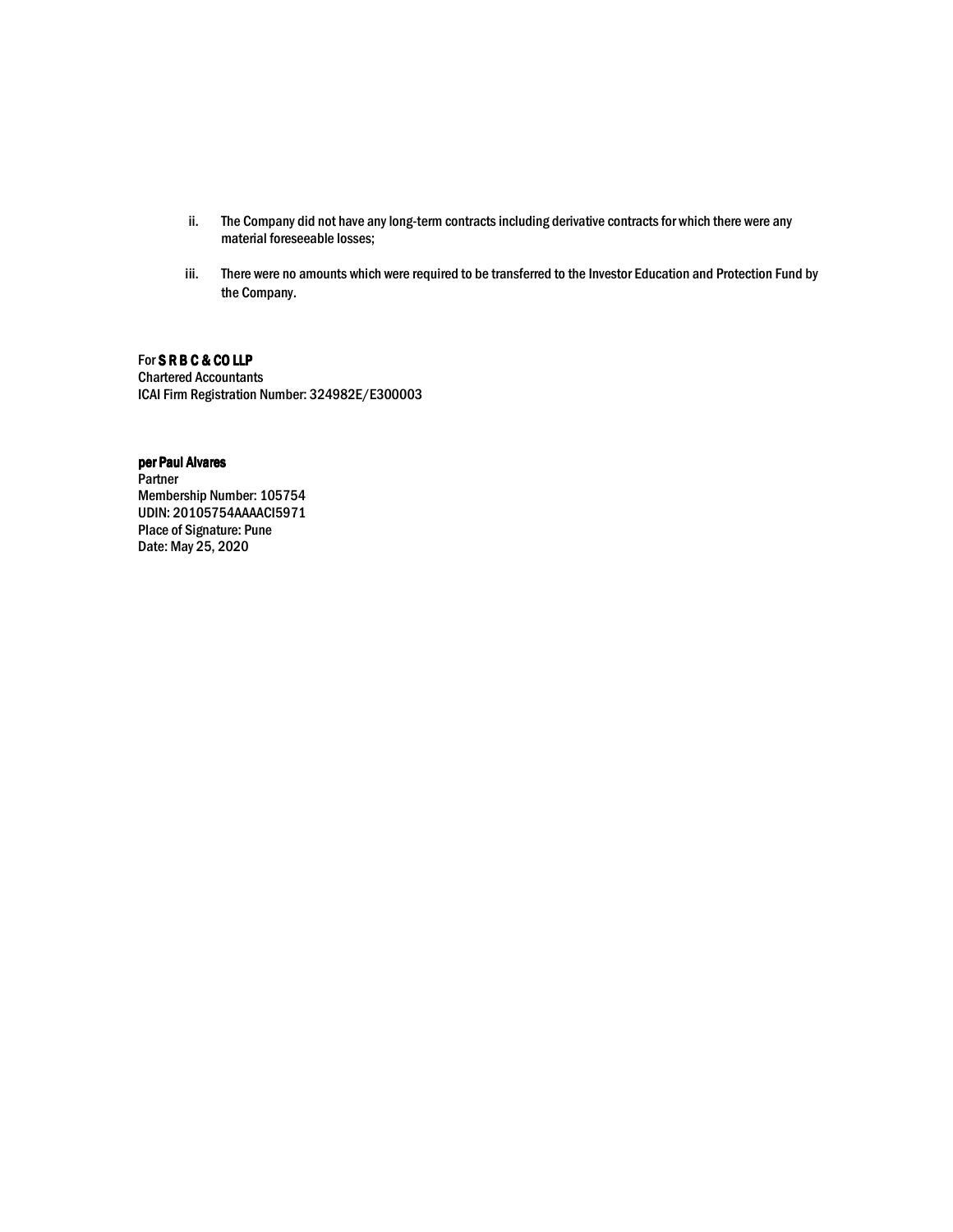ii. The Company did not have any long-term contracts including derivative contracts for which there were any material foreseeable losses;

iii. There were no amounts which were required to be transferred to the Investor Education and Protection Fund by the Company.

For **S R B C & CO LLP**
Chartered Accountants
ICAI Firm Registration Number: 324982E/E300003

**per Paul Alvares**
Partner
Membership Number: 105754
UDIN: 20105754AAAACI5971
Place of Signature: Pune
Date: May 25, 2020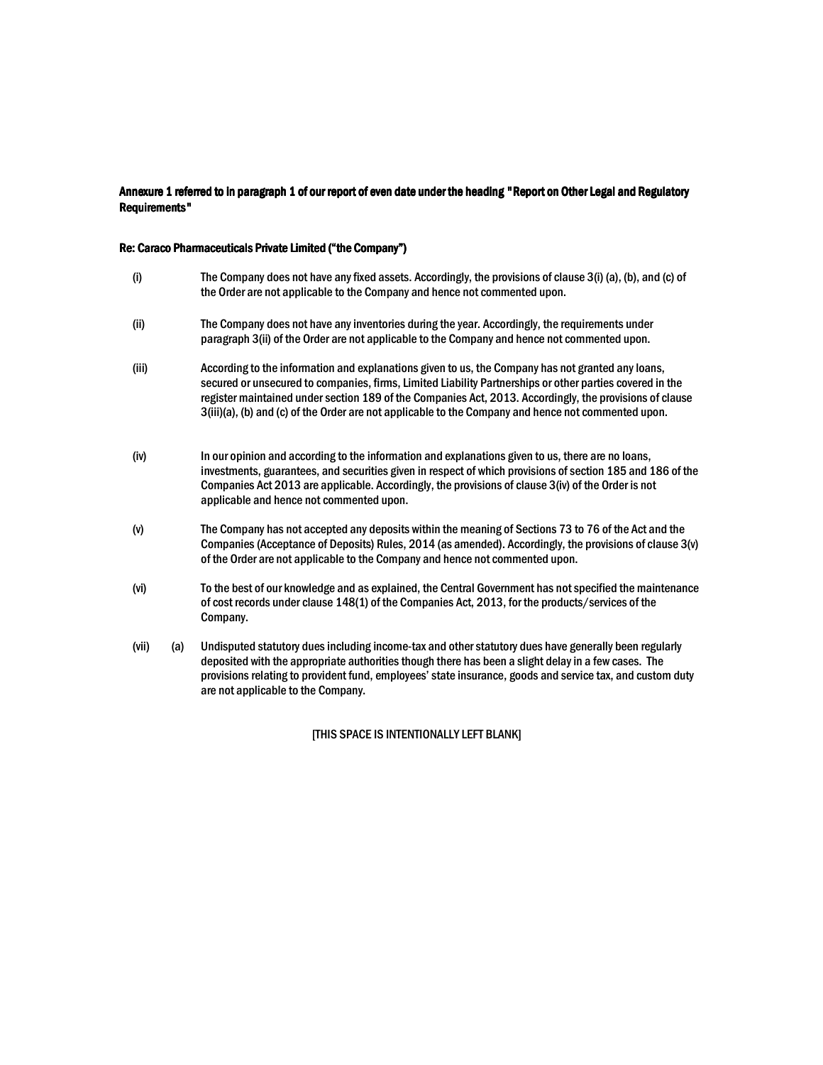**Annexure 1 referred to in paragraph 1 of our report of even date under the heading "Report on Other Legal and Regulatory Requirements"**

**Re: Caraco Pharmaceuticals Private Limited ("the Company")**

(i) The Company does not have any fixed assets. Accordingly, the provisions of clause 3(i) (a), (b), and (c) of the Order are not applicable to the Company and hence not commented upon.

(ii) The Company does not have any inventories during the year. Accordingly, the requirements under paragraph 3(ii) of the Order are not applicable to the Company and hence not commented upon.

(iii) According to the information and explanations given to us, the Company has not granted any loans, secured or unsecured to companies, firms, Limited Liability Partnerships or other parties covered in the register maintained under section 189 of the Companies Act, 2013. Accordingly, the provisions of clause 3(iii)(a), (b) and (c) of the Order are not applicable to the Company and hence not commented upon.

(iv) In our opinion and according to the information and explanations given to us, there are no loans, investments, guarantees, and securities given in respect of which provisions of section 185 and 186 of the Companies Act 2013 are applicable. Accordingly, the provisions of clause 3(iv) of the Order is not applicable and hence not commented upon.

(v) The Company has not accepted any deposits within the meaning of Sections 73 to 76 of the Act and the Companies (Acceptance of Deposits) Rules, 2014 (as amended). Accordingly, the provisions of clause 3(v) of the Order are not applicable to the Company and hence not commented upon.

(vi) To the best of our knowledge and as explained, the Central Government has not specified the maintenance of cost records under clause 148(1) of the Companies Act, 2013, for the products/services of the Company.

(vii) (a) Undisputed statutory dues including income-tax and other statutory dues have generally been regularly deposited with the appropriate authorities though there has been a slight delay in a few cases. The provisions relating to provident fund, employees' state insurance, goods and service tax, and custom duty are not applicable to the Company.

[THIS SPACE IS INTENTIONALLY LEFT BLANK]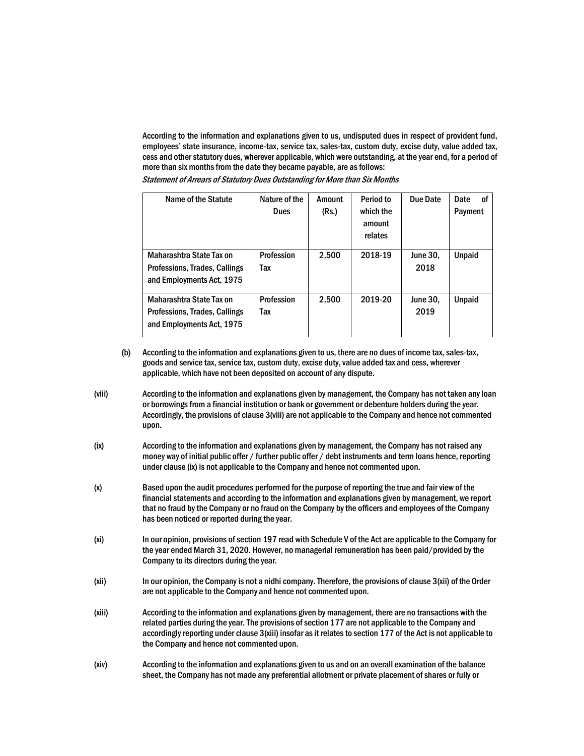According to the information and explanations given to us, undisputed dues in respect of provident fund, employees' state insurance, income-tax, service tax, sales-tax, custom duty, excise duty, value added tax, cess and other statutory dues, wherever applicable, which were outstanding, at the year end, for a period of more than six months from the date they became payable, are as follows:

*Statement of Arrears of Statutory Dues Outstanding for More than Six Months*

| Name of the Statute | Nature of the Dues | Amount (Rs.) | Period to which the amount relates | Due Date | Date of Payment |
|---|---|---|---|---|---|
| Maharashtra State Tax on Professions, Trades, Callings and Employments Act, 1975 | Profession Tax | 2,500 | 2018-19 | June 30, 2018 | Unpaid |
| Maharashtra State Tax on Professions, Trades, Callings and Employments Act, 1975 | Profession Tax | 2,500 | 2019-20 | June 30, 2019 | Unpaid |

(b) According to the information and explanations given to us, there are no dues of income tax, sales-tax, goods and service tax, service tax, custom duty, excise duty, value added tax and cess, wherever applicable, which have not been deposited on account of any dispute.

(viii) According to the information and explanations given by management, the Company has not taken any loan or borrowings from a financial institution or bank or government or debenture holders during the year. Accordingly, the provisions of clause 3(viii) are not applicable to the Company and hence not commented upon.

(ix) According to the information and explanations given by management, the Company has not raised any money way of initial public offer / further public offer / debt instruments and term loans hence, reporting under clause (ix) is not applicable to the Company and hence not commented upon.

(x) Based upon the audit procedures performed for the purpose of reporting the true and fair view of the financial statements and according to the information and explanations given by management, we report that no fraud by the Company or no fraud on the Company by the officers and employees of the Company has been noticed or reported during the year.

(xi) In our opinion, provisions of section 197 read with Schedule V of the Act are applicable to the Company for the year ended March 31, 2020. However, no managerial remuneration has been paid/provided by the Company to its directors during the year.

(xii) In our opinion, the Company is not a nidhi company. Therefore, the provisions of clause 3(xii) of the Order are not applicable to the Company and hence not commented upon.

(xiii) According to the information and explanations given by management, there are no transactions with the related parties during the year. The provisions of section 177 are not applicable to the Company and accordingly reporting under clause 3(xiii) insofar as it relates to section 177 of the Act is not applicable to the Company and hence not commented upon.

(xiv) According to the information and explanations given to us and on an overall examination of the balance sheet, the Company has not made any preferential allotment or private placement of shares or fully or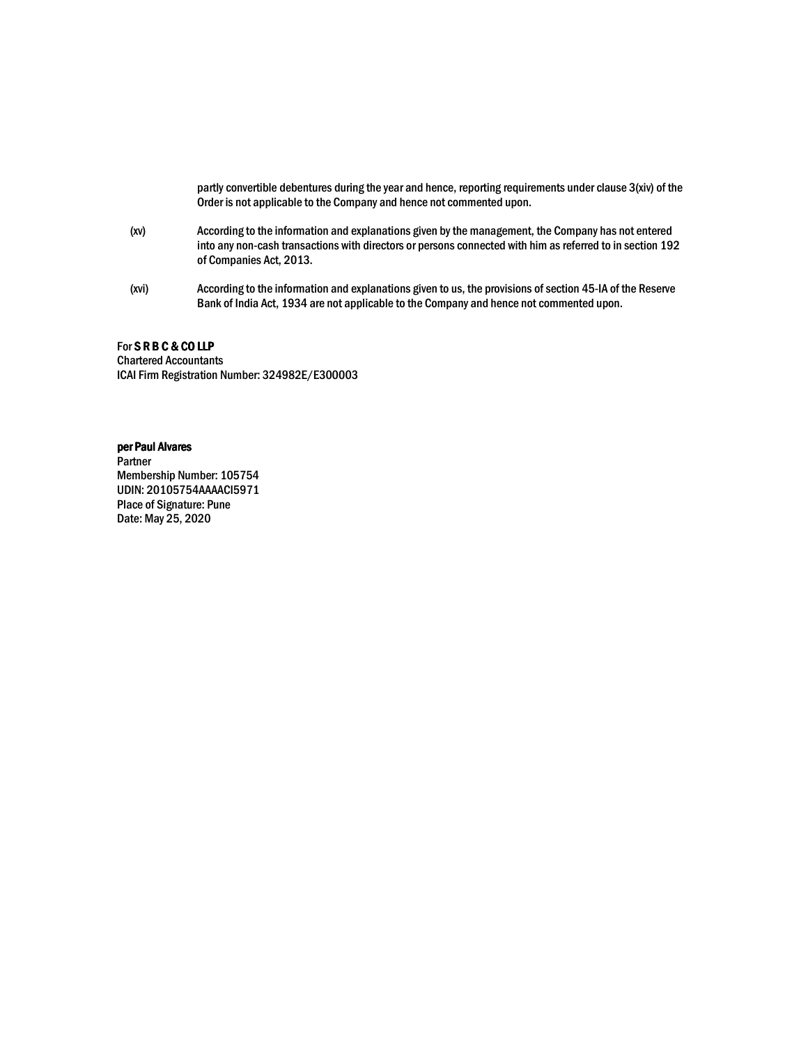partly convertible debentures during the year and hence, reporting requirements under clause 3(xiv) of the Order is not applicable to the Company and hence not commented upon.

(xv) According to the information and explanations given by the management, the Company has not entered into any non-cash transactions with directors or persons connected with him as referred to in section 192 of Companies Act, 2013.

(xvi) According to the information and explanations given to us, the provisions of section 45-IA of the Reserve Bank of India Act, 1934 are not applicable to the Company and hence not commented upon.

For **S R B C & CO LLP**
Chartered Accountants
ICAI Firm Registration Number: 324982E/E300003

**per Paul Alvares**
Partner
Membership Number: 105754
UDIN: 20105754AAAACI5971
Place of Signature: Pune
Date: May 25, 2020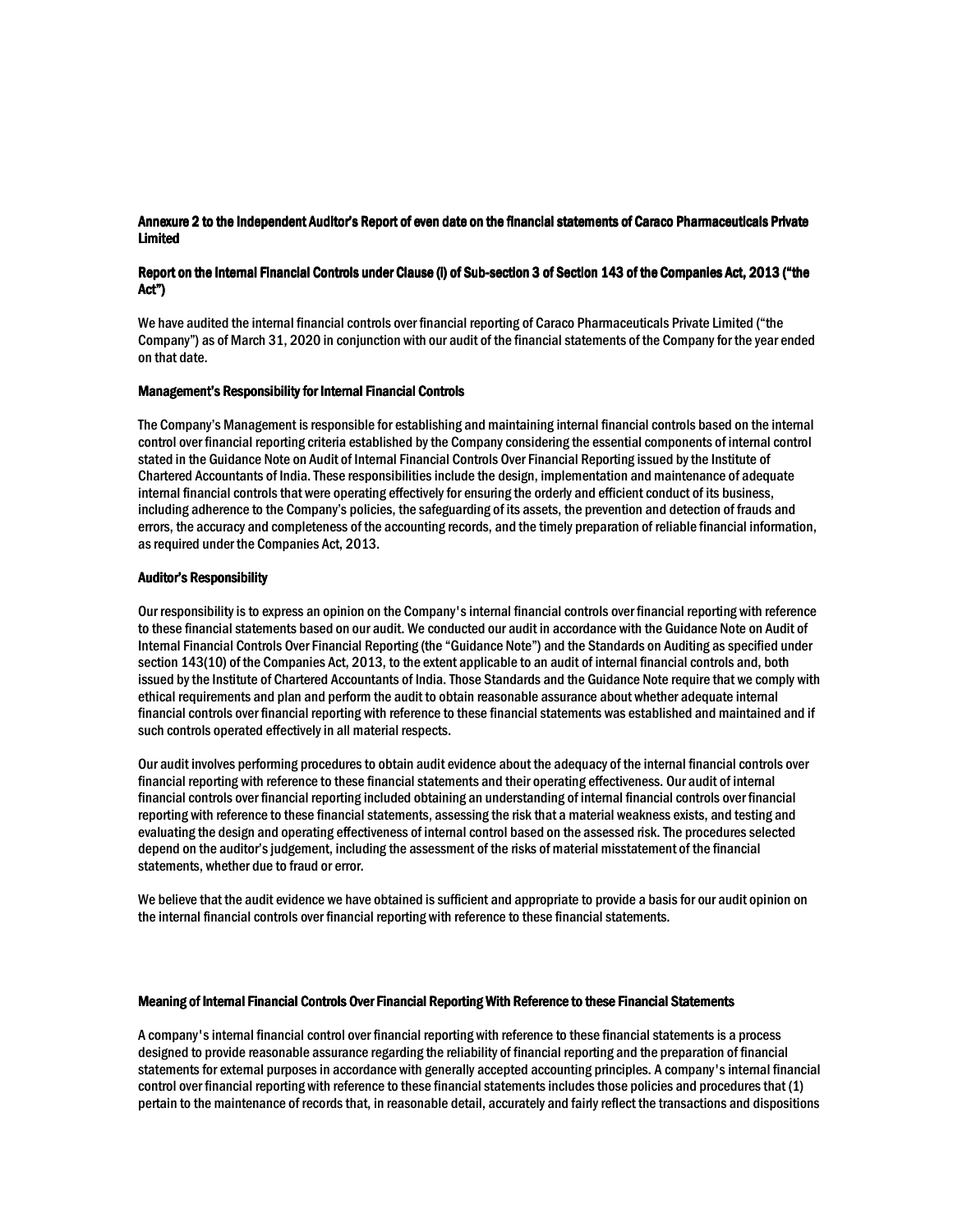**Annexure 2 to the Independent Auditor's Report of even date on the financial statements of Caraco Pharmaceuticals Private Limited**

**Report on the Internal Financial Controls under Clause (i) of Sub-section 3 of Section 143 of the Companies Act, 2013 ("the Act")**

We have audited the internal financial controls over financial reporting of Caraco Pharmaceuticals Private Limited ("the Company") as of March 31, 2020 in conjunction with our audit of the financial statements of the Company for the year ended on that date.

**Management's Responsibility for Internal Financial Controls**

The Company's Management is responsible for establishing and maintaining internal financial controls based on the internal control over financial reporting criteria established by the Company considering the essential components of internal control stated in the Guidance Note on Audit of Internal Financial Controls Over Financial Reporting issued by the Institute of Chartered Accountants of India. These responsibilities include the design, implementation and maintenance of adequate internal financial controls that were operating effectively for ensuring the orderly and efficient conduct of its business, including adherence to the Company's policies, the safeguarding of its assets, the prevention and detection of frauds and errors, the accuracy and completeness of the accounting records, and the timely preparation of reliable financial information, as required under the Companies Act, 2013.

**Auditor's Responsibility**

Our responsibility is to express an opinion on the Company's internal financial controls over financial reporting with reference to these financial statements based on our audit. We conducted our audit in accordance with the Guidance Note on Audit of Internal Financial Controls Over Financial Reporting (the "Guidance Note") and the Standards on Auditing as specified under section 143(10) of the Companies Act, 2013, to the extent applicable to an audit of internal financial controls and, both issued by the Institute of Chartered Accountants of India. Those Standards and the Guidance Note require that we comply with ethical requirements and plan and perform the audit to obtain reasonable assurance about whether adequate internal financial controls over financial reporting with reference to these financial statements was established and maintained and if such controls operated effectively in all material respects.

Our audit involves performing procedures to obtain audit evidence about the adequacy of the internal financial controls over financial reporting with reference to these financial statements and their operating effectiveness. Our audit of internal financial controls over financial reporting included obtaining an understanding of internal financial controls over financial reporting with reference to these financial statements, assessing the risk that a material weakness exists, and testing and evaluating the design and operating effectiveness of internal control based on the assessed risk. The procedures selected depend on the auditor's judgement, including the assessment of the risks of material misstatement of the financial statements, whether due to fraud or error.

We believe that the audit evidence we have obtained is sufficient and appropriate to provide a basis for our audit opinion on the internal financial controls over financial reporting with reference to these financial statements.

**Meaning of Internal Financial Controls Over Financial Reporting With Reference to these Financial Statements**

A company's internal financial control over financial reporting with reference to these financial statements is a process designed to provide reasonable assurance regarding the reliability of financial reporting and the preparation of financial statements for external purposes in accordance with generally accepted accounting principles. A company's internal financial control over financial reporting with reference to these financial statements includes those policies and procedures that (1) pertain to the maintenance of records that, in reasonable detail, accurately and fairly reflect the transactions and dispositions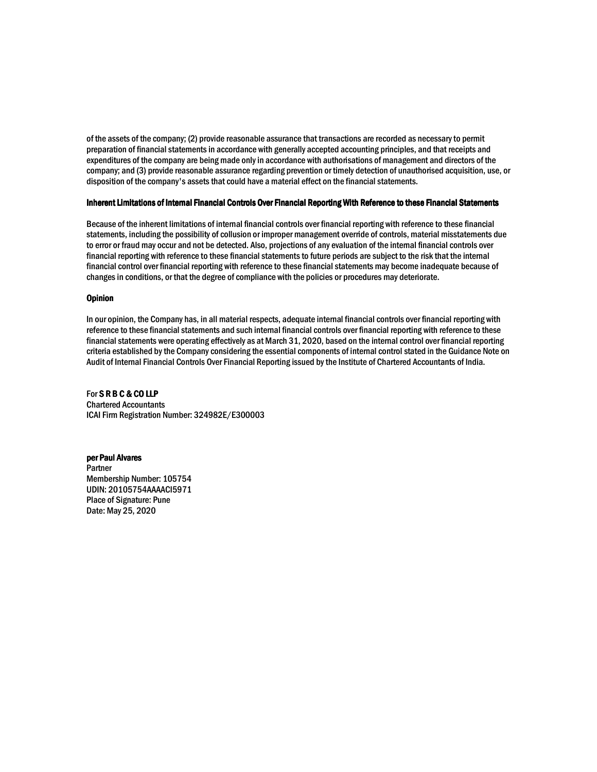of the assets of the company; (2) provide reasonable assurance that transactions are recorded as necessary to permit preparation of financial statements in accordance with generally accepted accounting principles, and that receipts and expenditures of the company are being made only in accordance with authorisations of management and directors of the company; and (3) provide reasonable assurance regarding prevention or timely detection of unauthorised acquisition, use, or disposition of the company's assets that could have a material effect on the financial statements.

**Inherent Limitations of Internal Financial Controls Over Financial Reporting With Reference to these Financial Statements**

Because of the inherent limitations of internal financial controls over financial reporting with reference to these financial statements, including the possibility of collusion or improper management override of controls, material misstatements due to error or fraud may occur and not be detected. Also, projections of any evaluation of the internal financial controls over financial reporting with reference to these financial statements to future periods are subject to the risk that the internal financial control over financial reporting with reference to these financial statements may become inadequate because of changes in conditions, or that the degree of compliance with the policies or procedures may deteriorate.

**Opinion**

In our opinion, the Company has, in all material respects, adequate internal financial controls over financial reporting with reference to these financial statements and such internal financial controls over financial reporting with reference to these financial statements were operating effectively as at March 31, 2020, based on the internal control over financial reporting criteria established by the Company considering the essential components of internal control stated in the Guidance Note on Audit of Internal Financial Controls Over Financial Reporting issued by the Institute of Chartered Accountants of India.

For **S R B C & CO LLP**
Chartered Accountants
ICAI Firm Registration Number: 324982E/E300003

**per Paul Alvares**
Partner
Membership Number: 105754
UDIN: 20105754AAAACI5971
Place of Signature: Pune
Date: May 25, 2020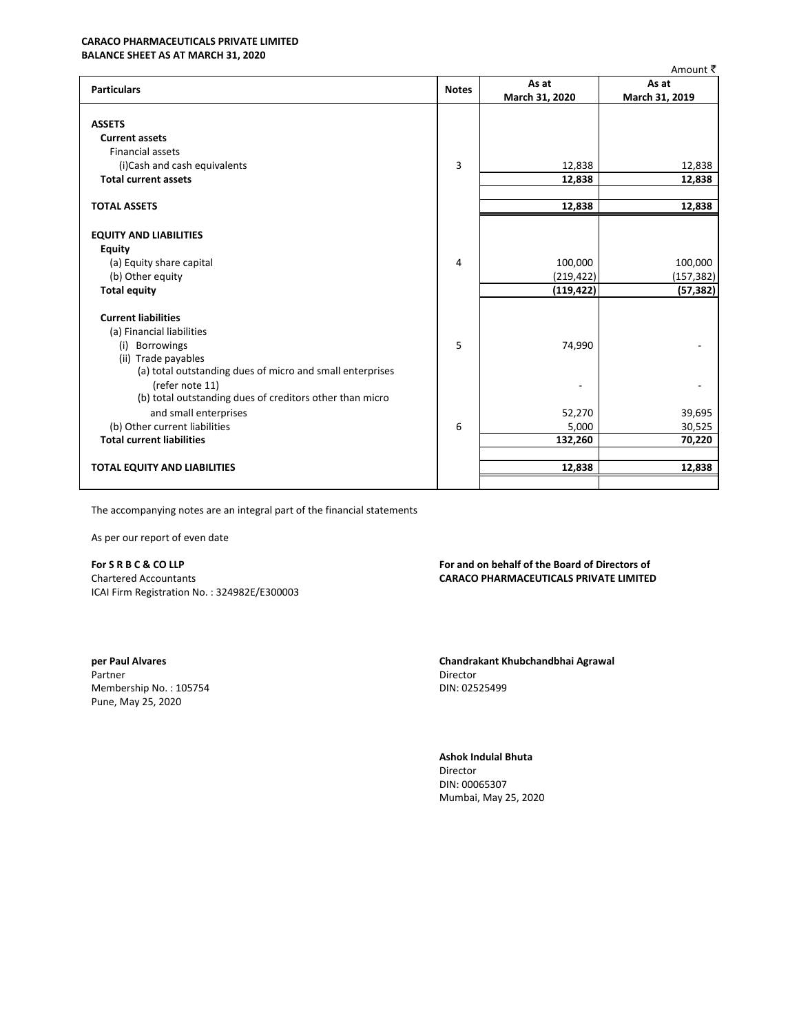**CARACO PHARMACEUTICALS PRIVATE LIMITED**
**BALANCE SHEET AS AT MARCH 31, 2020**

Amount ₹

| Particulars | Notes | As at March 31, 2020 | As at March 31, 2019 |
|---|---|---|---|
| **ASSETS** | | | |
| **Current assets** | | | |
| Financial assets | | | |
| (i)Cash and cash equivalents | 3 | 12,838 | 12,838 |
| **Total current assets** | | **12,838** | **12,838** |
| **TOTAL ASSETS** | | **12,838** | **12,838** |
| **EQUITY AND LIABILITIES** | | | |
| **Equity** | | | |
| (a) Equity share capital | 4 | 100,000 | 100,000 |
| (b) Other equity | | (219,422) | (157,382) |
| **Total equity** | | **(119,422)** | **(57,382)** |
| **Current liabilities** | | | |
| (a) Financial liabilities | | | |
| (i) Borrowings | 5 | 74,990 | - |
| (ii) Trade payables | | | |
| (a) total outstanding dues of micro and small enterprises (refer note 11) | | - | - |
| (b) total outstanding dues of creditors other than micro and small enterprises | | 52,270 | 39,695 |
| (b) Other current liabilities | 6 | 5,000 | 30,525 |
| **Total current liabilities** | | **132,260** | **70,220** |
| **TOTAL EQUITY AND LIABILITIES** | | **12,838** | **12,838** |

The accompanying notes are an integral part of the financial statements

As per our report of even date

**For S R B C & CO LLP**
Chartered Accountants
ICAI Firm Registration No. : 324982E/E300003

**per Paul Alvares**
Partner
Membership No. : 105754
Pune, May 25, 2020

**For and on behalf of the Board of Directors of**
**CARACO PHARMACEUTICALS PRIVATE LIMITED**

**Chandrakant Khubchandbhai Agrawal**
Director
DIN: 02525499

**Ashok Indulal Bhuta**
Director
DIN: 00065307
Mumbai, May 25, 2020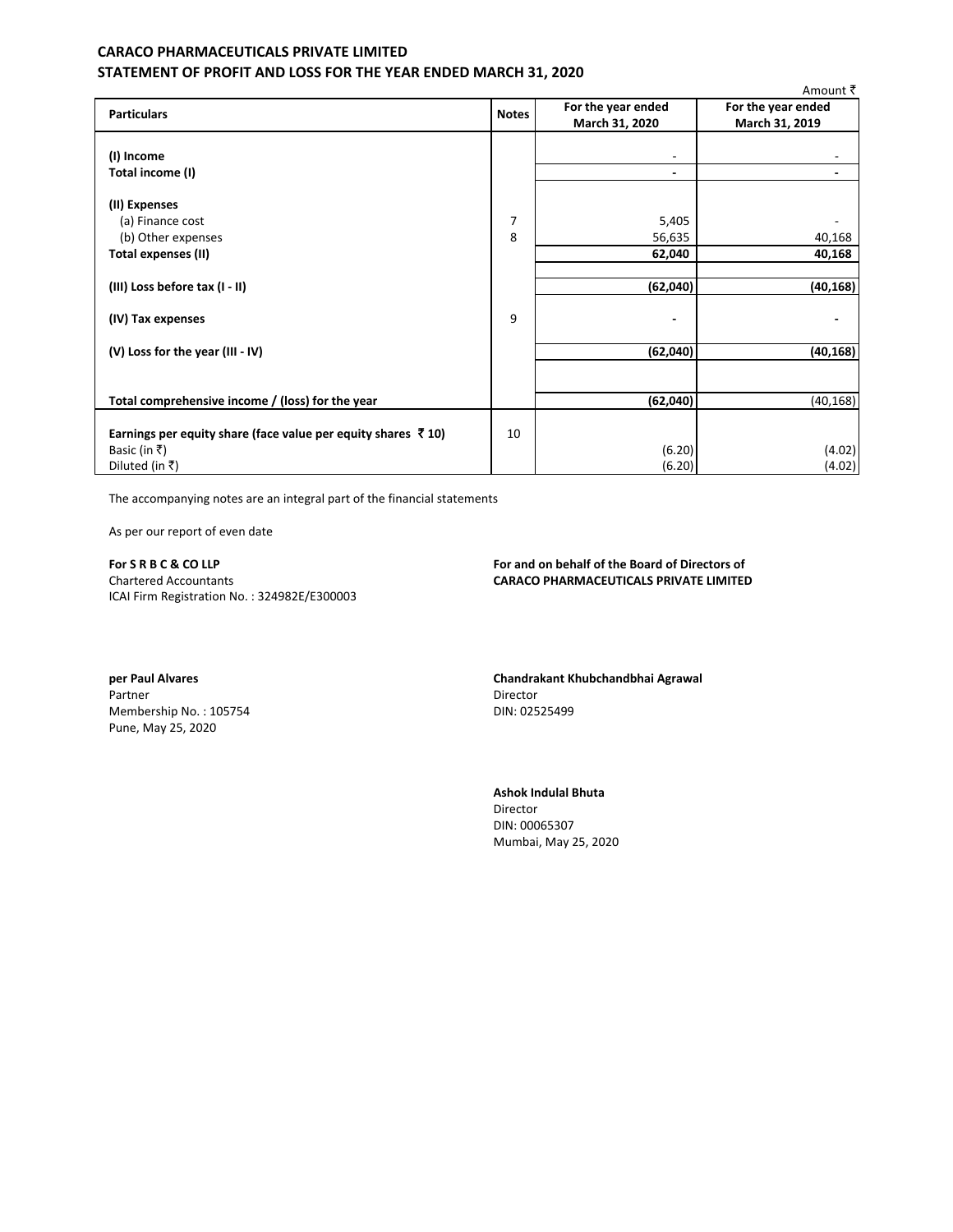# CARACO PHARMACEUTICALS PRIVATE LIMITED

## STATEMENT OF PROFIT AND LOSS FOR THE YEAR ENDED MARCH 31, 2020

Amount ₹

| Particulars | Notes | For the year ended March 31, 2020 | For the year ended March 31, 2019 |
|---|---|---|---|
| **(I) Income** | | - | - |
| **Total income (I)** | | **-** | **-** |
| **(II) Expenses** | | | |
| (a) Finance cost | 7 | 5,405 | - |
| (b) Other expenses | 8 | 56,635 | 40,168 |
| **Total expenses (II)** | | **62,040** | **40,168** |
| **(III) Loss before tax (I - II)** | | **(62,040)** | **(40,168)** |
| **(IV) Tax expenses** | 9 | **-** | **-** |
| **(V) Loss for the year (III - IV)** | | **(62,040)** | **(40,168)** |
| **Total comprehensive income / (loss) for the year** | | **(62,040)** | (40,168) |
| **Earnings per equity share (face value per equity shares ₹ 10)** | 10 | | |
| Basic (in ₹) | | (6.20) | (4.02) |
| Diluted (in ₹) | | (6.20) | (4.02) |

The accompanying notes are an integral part of the financial statements

As per our report of even date

**For S R B C & CO LLP**
Chartered Accountants
ICAI Firm Registration No. : 324982E/E300003

**For and on behalf of the Board of Directors of**
**CARACO PHARMACEUTICALS PRIVATE LIMITED**

**per Paul Alvares**
Partner
Membership No. : 105754
Pune, May 25, 2020

**Chandrakant Khubchandbhai Agrawal**
Director
DIN: 02525499

**Ashok Indulal Bhuta**
Director
DIN: 00065307
Mumbai, May 25, 2020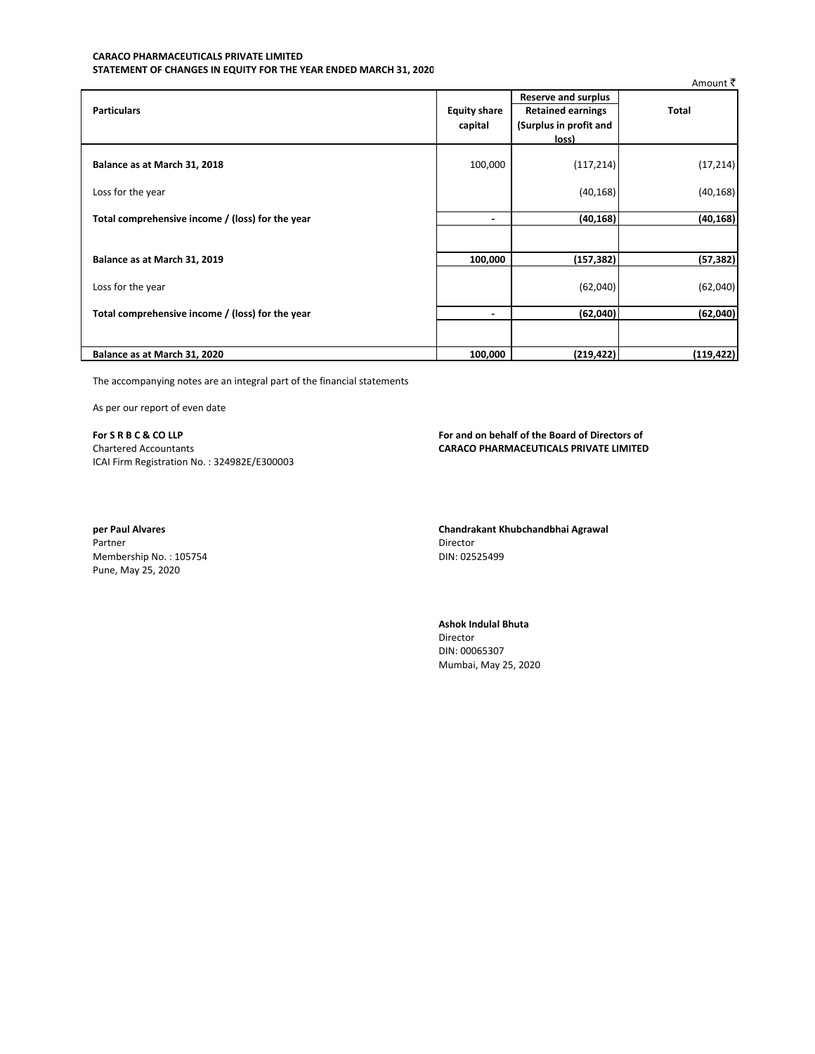**CARACO PHARMACEUTICALS PRIVATE LIMITED**
**STATEMENT OF CHANGES IN EQUITY FOR THE YEAR ENDED MARCH 31, 2020**

Amount ₹

| Particulars | Equity share capital | Reserve and surplus<br>Retained earnings (Surplus in profit and loss) | Total |
|---|---|---|---|
| **Balance as at March 31, 2018** | 100,000 | (117,214) | (17,214) |
| Loss for the year | | (40,168) | (40,168) |
| **Total comprehensive income / (loss) for the year** | **-** | **(40,168)** | **(40,168)** |
| | | | |
| **Balance as at March 31, 2019** | **100,000** | **(157,382)** | **(57,382)** |
| Loss for the year | | (62,040) | (62,040) |
| **Total comprehensive income / (loss) for the year** | **-** | **(62,040)** | **(62,040)** |
| | | | |
| **Balance as at March 31, 2020** | **100,000** | **(219,422)** | **(119,422)** |

The accompanying notes are an integral part of the financial statements

As per our report of even date

**For S R B C & CO LLP**
Chartered Accountants
ICAI Firm Registration No. : 324982E/E300003

**per Paul Alvares**
Partner
Membership No. : 105754
Pune, May 25, 2020

**For and on behalf of the Board of Directors of**
**CARACO PHARMACEUTICALS PRIVATE LIMITED**

**Chandrakant Khubchandbhai Agrawal**
Director
DIN: 02525499

**Ashok Indulal Bhuta**
Director
DIN: 00065307
Mumbai, May 25, 2020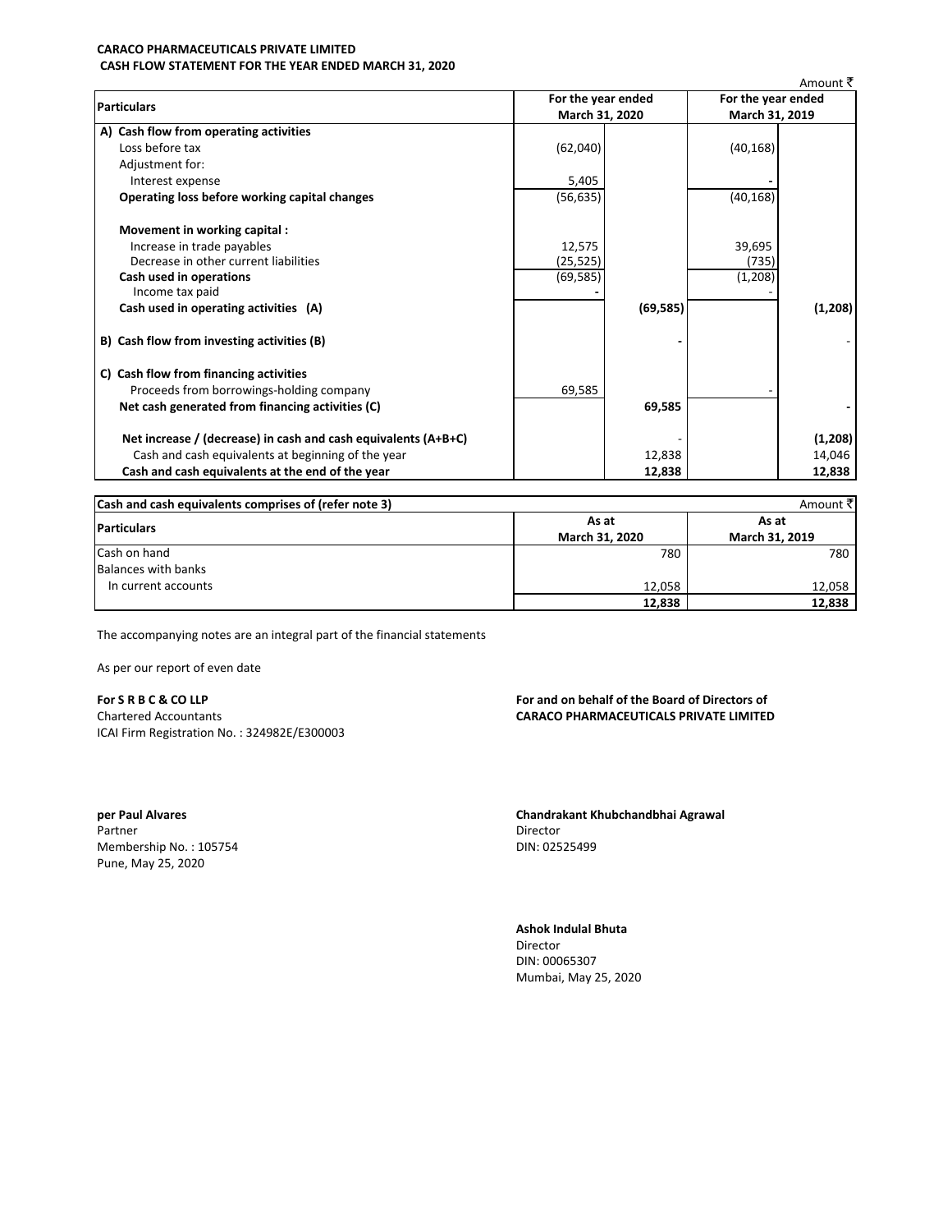**CARACO PHARMACEUTICALS PRIVATE LIMITED**
**CASH FLOW STATEMENT FOR THE YEAR ENDED MARCH 31, 2020**

Amount ₹

| Particulars | For the year ended March 31, 2020 | | For the year ended March 31, 2019 | |
|---|---|---|---|---|
| **A) Cash flow from operating activities** | | | | |
| Loss before tax | (62,040) | | (40,168) | |
| Adjustment for: | | | | |
| Interest expense | 5,405 | | - | |
| **Operating loss before working capital changes** | (56,635) | | (40,168) | |
| **Movement in working capital :** | | | | |
| Increase in trade payables | 12,575 | | 39,695 | |
| Decrease in other current liabilities | (25,525) | | (735) | |
| **Cash used in operations** | (69,585) | | (1,208) | |
| Income tax paid | - | | - | |
| **Cash used in operating activities (A)** | | **(69,585)** | | **(1,208)** |
| **B) Cash flow from investing activities (B)** | | **-** | | - |
| **C) Cash flow from financing activities** | | | | |
| Proceeds from borrowings-holding company | 69,585 | | - | |
| **Net cash generated from financing activities (C)** | | **69,585** | | **-** |
| **Net increase / (decrease) in cash and cash equivalents (A+B+C)** | | - | | **(1,208)** |
| Cash and cash equivalents at beginning of the year | | 12,838 | | 14,046 |
| **Cash and cash equivalents at the end of the year** | | **12,838** | | **12,838** |

**Cash and cash equivalents comprises of (refer note 3)**

Amount ₹

| Particulars | As at March 31, 2020 | As at March 31, 2019 |
|---|---|---|
| Cash on hand | 780 | 780 |
| Balances with banks | | |
| In current accounts | 12,058 | 12,058 |
| | **12,838** | **12,838** |

The accompanying notes are an integral part of the financial statements

As per our report of even date

**For S R B C & CO LLP**
Chartered Accountants
ICAI Firm Registration No. : 324982E/E300003

**For and on behalf of the Board of Directors of**
**CARACO PHARMACEUTICALS PRIVATE LIMITED**

**per Paul Alvares**
Partner
Membership No. : 105754
Pune, May 25, 2020

**Chandrakant Khubchandbhai Agrawal**
Director
DIN: 02525499

**Ashok Indulal Bhuta**
Director
DIN: 00065307
Mumbai, May 25, 2020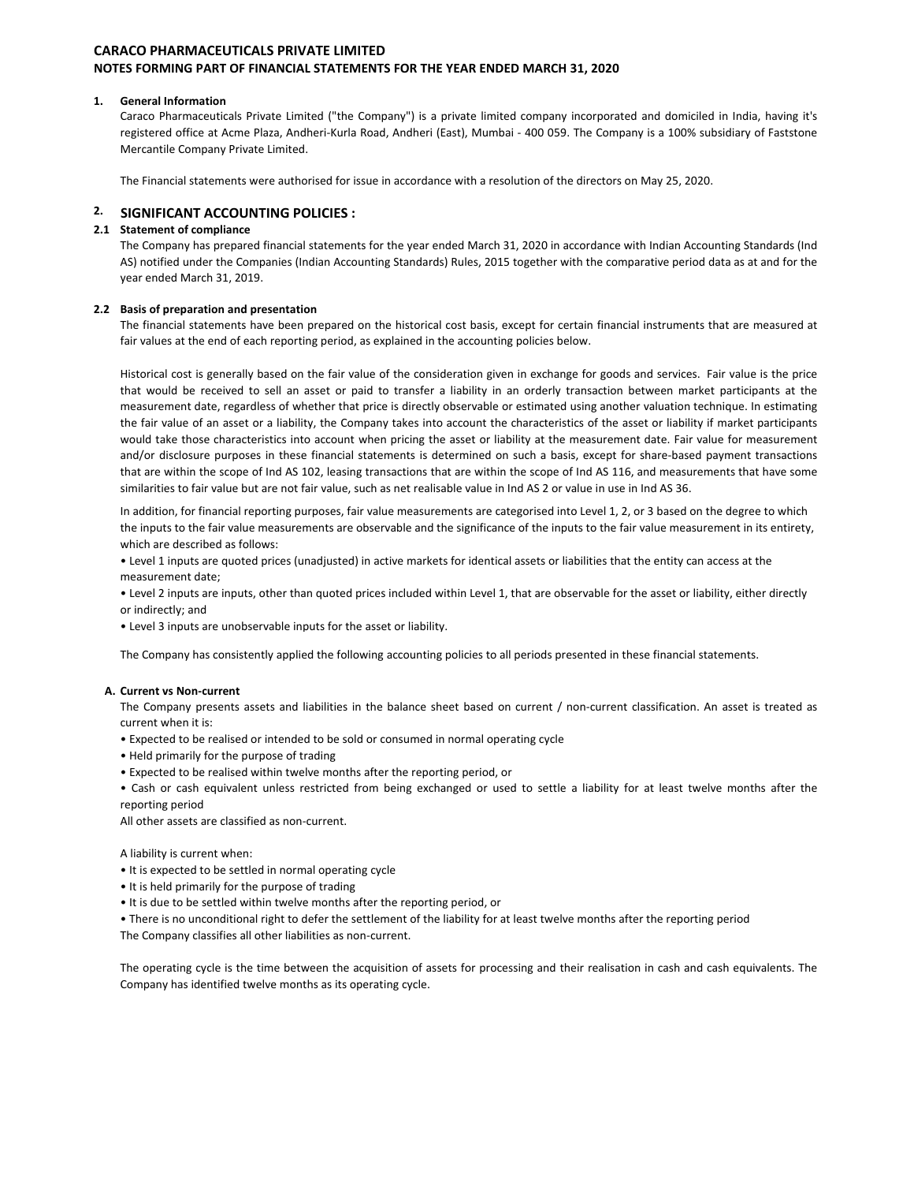# CARACO PHARMACEUTICALS PRIVATE LIMITED
## NOTES FORMING PART OF FINANCIAL STATEMENTS FOR THE YEAR ENDED MARCH 31, 2020

### 1. General Information

Caraco Pharmaceuticals Private Limited ("the Company") is a private limited company incorporated and domiciled in India, having it's registered office at Acme Plaza, Andheri-Kurla Road, Andheri (East), Mumbai - 400 059. The Company is a 100% subsidiary of Faststone Mercantile Company Private Limited.

The Financial statements were authorised for issue in accordance with a resolution of the directors on May 25, 2020.

### 2. SIGNIFICANT ACCOUNTING POLICIES :

#### 2.1 Statement of compliance

The Company has prepared financial statements for the year ended March 31, 2020 in accordance with Indian Accounting Standards (Ind AS) notified under the Companies (Indian Accounting Standards) Rules, 2015 together with the comparative period data as at and for the year ended March 31, 2019.

#### 2.2 Basis of preparation and presentation

The financial statements have been prepared on the historical cost basis, except for certain financial instruments that are measured at fair values at the end of each reporting period, as explained in the accounting policies below.

Historical cost is generally based on the fair value of the consideration given in exchange for goods and services. Fair value is the price that would be received to sell an asset or paid to transfer a liability in an orderly transaction between market participants at the measurement date, regardless of whether that price is directly observable or estimated using another valuation technique. In estimating the fair value of an asset or a liability, the Company takes into account the characteristics of the asset or liability if market participants would take those characteristics into account when pricing the asset or liability at the measurement date. Fair value for measurement and/or disclosure purposes in these financial statements is determined on such a basis, except for share-based payment transactions that are within the scope of Ind AS 102, leasing transactions that are within the scope of Ind AS 116, and measurements that have some similarities to fair value but are not fair value, such as net realisable value in Ind AS 2 or value in use in Ind AS 36.

In addition, for financial reporting purposes, fair value measurements are categorised into Level 1, 2, or 3 based on the degree to which the inputs to the fair value measurements are observable and the significance of the inputs to the fair value measurement in its entirety, which are described as follows:

- Level 1 inputs are quoted prices (unadjusted) in active markets for identical assets or liabilities that the entity can access at the measurement date;
- Level 2 inputs are inputs, other than quoted prices included within Level 1, that are observable for the asset or liability, either directly or indirectly; and
- Level 3 inputs are unobservable inputs for the asset or liability.

The Company has consistently applied the following accounting policies to all periods presented in these financial statements.

#### A. Current vs Non-current

The Company presents assets and liabilities in the balance sheet based on current / non-current classification. An asset is treated as current when it is:

- Expected to be realised or intended to be sold or consumed in normal operating cycle
- Held primarily for the purpose of trading
- Expected to be realised within twelve months after the reporting period, or
- Cash or cash equivalent unless restricted from being exchanged or used to settle a liability for at least twelve months after the reporting period

All other assets are classified as non-current.

A liability is current when:

- It is expected to be settled in normal operating cycle
- It is held primarily for the purpose of trading
- It is due to be settled within twelve months after the reporting period, or
- There is no unconditional right to defer the settlement of the liability for at least twelve months after the reporting period

The Company classifies all other liabilities as non-current.

The operating cycle is the time between the acquisition of assets for processing and their realisation in cash and cash equivalents. The Company has identified twelve months as its operating cycle.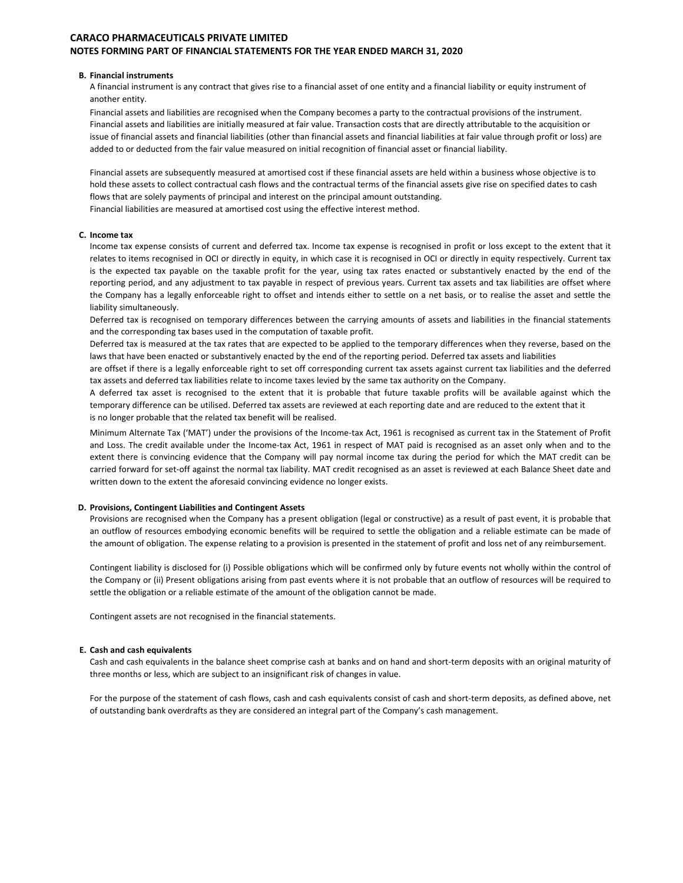**B. Financial instruments**

A financial instrument is any contract that gives rise to a financial asset of one entity and a financial liability or equity instrument of another entity.

Financial assets and liabilities are recognised when the Company becomes a party to the contractual provisions of the instrument. Financial assets and liabilities are initially measured at fair value. Transaction costs that are directly attributable to the acquisition or issue of financial assets and financial liabilities (other than financial assets and financial liabilities at fair value through profit or loss) are added to or deducted from the fair value measured on initial recognition of financial asset or financial liability.

Financial assets are subsequently measured at amortised cost if these financial assets are held within a business whose objective is to hold these assets to collect contractual cash flows and the contractual terms of the financial assets give rise on specified dates to cash flows that are solely payments of principal and interest on the principal amount outstanding.

Financial liabilities are measured at amortised cost using the effective interest method.

**C. Income tax**

Income tax expense consists of current and deferred tax. Income tax expense is recognised in profit or loss except to the extent that it relates to items recognised in OCI or directly in equity, in which case it is recognised in OCI or directly in equity respectively. Current tax is the expected tax payable on the taxable profit for the year, using tax rates enacted or substantively enacted by the end of the reporting period, and any adjustment to tax payable in respect of previous years. Current tax assets and tax liabilities are offset where the Company has a legally enforceable right to offset and intends either to settle on a net basis, or to realise the asset and settle the liability simultaneously.

Deferred tax is recognised on temporary differences between the carrying amounts of assets and liabilities in the financial statements and the corresponding tax bases used in the computation of taxable profit.

Deferred tax is measured at the tax rates that are expected to be applied to the temporary differences when they reverse, based on the laws that have been enacted or substantively enacted by the end of the reporting period. Deferred tax assets and liabilities are offset if there is a legally enforceable right to set off corresponding current tax assets against current tax liabilities and the deferred tax assets and deferred tax liabilities relate to income taxes levied by the same tax authority on the Company.

A deferred tax asset is recognised to the extent that it is probable that future taxable profits will be available against which the temporary difference can be utilised. Deferred tax assets are reviewed at each reporting date and are reduced to the extent that it is no longer probable that the related tax benefit will be realised.

Minimum Alternate Tax ('MAT') under the provisions of the Income-tax Act, 1961 is recognised as current tax in the Statement of Profit and Loss. The credit available under the Income-tax Act, 1961 in respect of MAT paid is recognised as an asset only when and to the extent there is convincing evidence that the Company will pay normal income tax during the period for which the MAT credit can be carried forward for set-off against the normal tax liability. MAT credit recognised as an asset is reviewed at each Balance Sheet date and written down to the extent the aforesaid convincing evidence no longer exists.

**D. Provisions, Contingent Liabilities and Contingent Assets**

Provisions are recognised when the Company has a present obligation (legal or constructive) as a result of past event, it is probable that an outflow of resources embodying economic benefits will be required to settle the obligation and a reliable estimate can be made of the amount of obligation. The expense relating to a provision is presented in the statement of profit and loss net of any reimbursement.

Contingent liability is disclosed for (i) Possible obligations which will be confirmed only by future events not wholly within the control of the Company or (ii) Present obligations arising from past events where it is not probable that an outflow of resources will be required to settle the obligation or a reliable estimate of the amount of the obligation cannot be made.

Contingent assets are not recognised in the financial statements.

**E. Cash and cash equivalents**

Cash and cash equivalents in the balance sheet comprise cash at banks and on hand and short-term deposits with an original maturity of three months or less, which are subject to an insignificant risk of changes in value.

For the purpose of the statement of cash flows, cash and cash equivalents consist of cash and short-term deposits, as defined above, net of outstanding bank overdrafts as they are considered an integral part of the Company's cash management.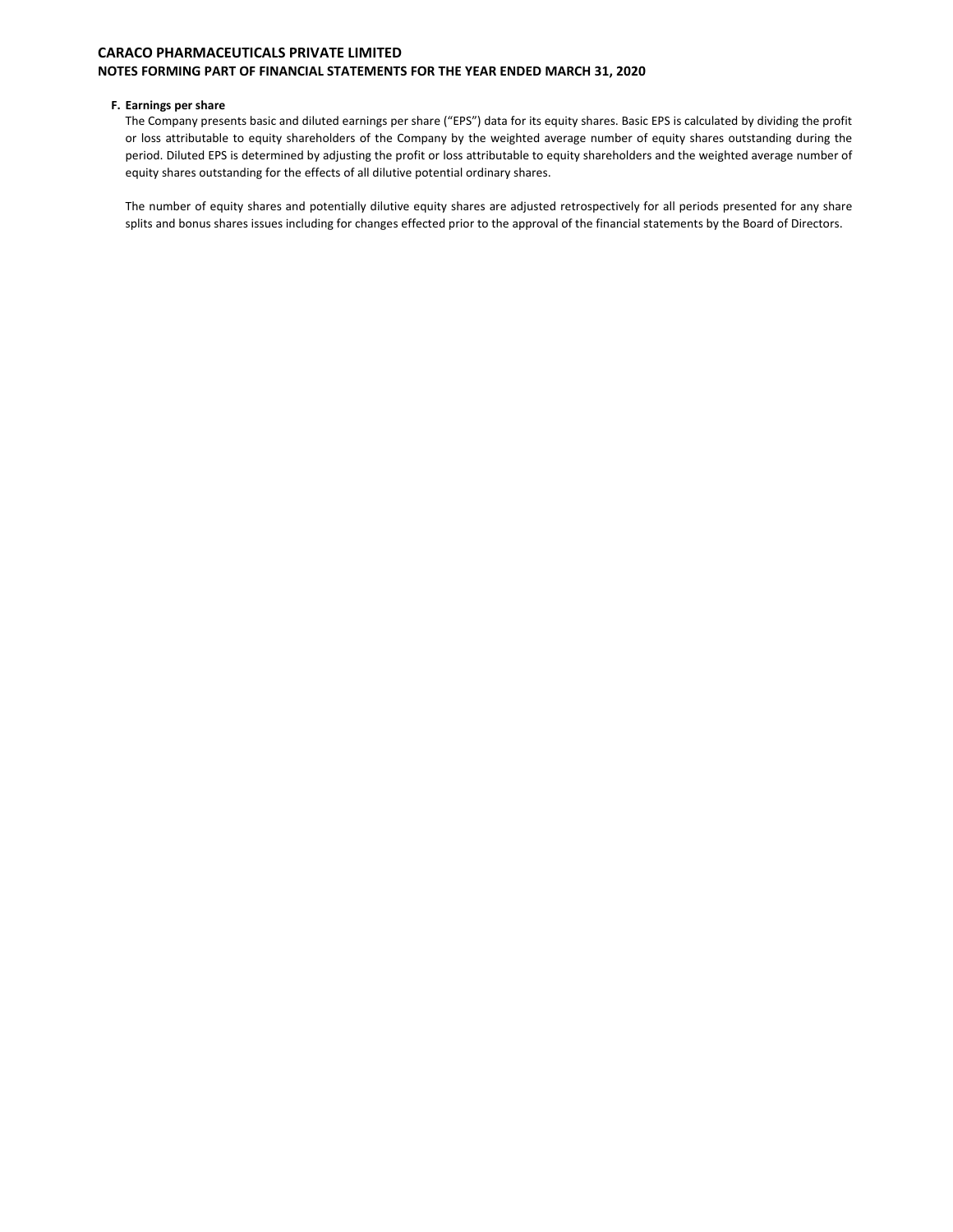**F. Earnings per share**

The Company presents basic and diluted earnings per share ("EPS") data for its equity shares. Basic EPS is calculated by dividing the profit or loss attributable to equity shareholders of the Company by the weighted average number of equity shares outstanding during the period. Diluted EPS is determined by adjusting the profit or loss attributable to equity shareholders and the weighted average number of equity shares outstanding for the effects of all dilutive potential ordinary shares.

The number of equity shares and potentially dilutive equity shares are adjusted retrospectively for all periods presented for any share splits and bonus shares issues including for changes effected prior to the approval of the financial statements by the Board of Directors.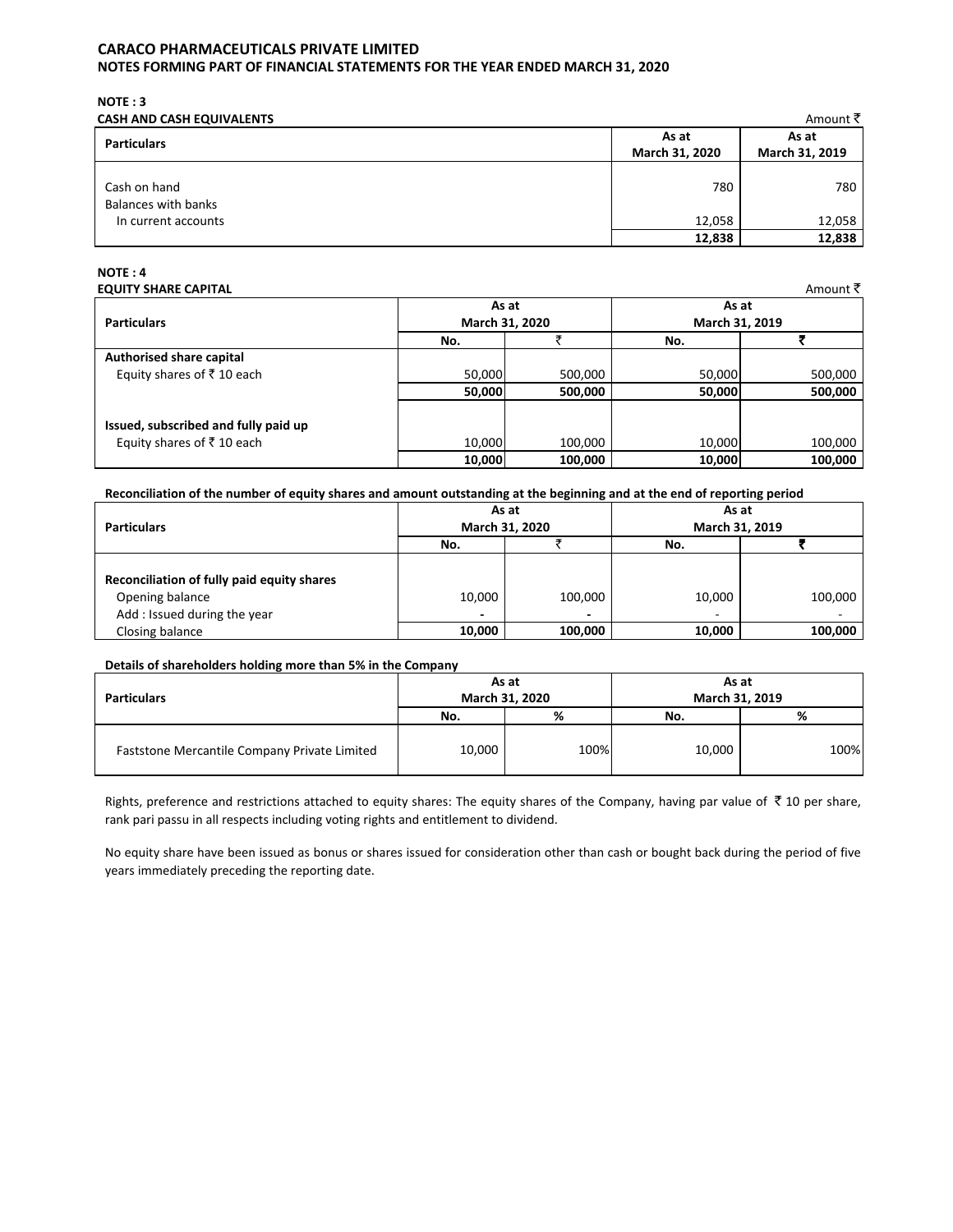**CARACO PHARMACEUTICALS PRIVATE LIMITED**
**NOTES FORMING PART OF FINANCIAL STATEMENTS FOR THE YEAR ENDED MARCH 31, 2020**

**NOTE : 3**
**CASH AND CASH EQUIVALENTS**

Amount ₹

| Particulars | As at March 31, 2020 | As at March 31, 2019 |
|---|---|---|
| Cash on hand | 780 | 780 |
| Balances with banks | | |
| In current accounts | 12,058 | 12,058 |
| | **12,838** | **12,838** |

**NOTE : 4**
**EQUITY SHARE CAPITAL**

Amount ₹

| Particulars | As at March 31, 2020 | | As at March 31, 2019 | |
|---|---|---|---|---|
| | No. | ₹ | No. | ₹ |
| **Authorised share capital** | | | | |
| Equity shares of ₹ 10 each | 50,000 | 500,000 | 50,000 | 500,000 |
| | **50,000** | **500,000** | **50,000** | **500,000** |
| **Issued, subscribed and fully paid up** | | | | |
| Equity shares of ₹ 10 each | 10,000 | 100,000 | 10,000 | 100,000 |
| | **10,000** | **100,000** | **10,000** | **100,000** |

**Reconciliation of the number of equity shares and amount outstanding at the beginning and at the end of reporting period**

| Particulars | As at March 31, 2020 | | As at March 31, 2019 | |
|---|---|---|---|---|
| | No. | ₹ | No. | ₹ |
| **Reconciliation of fully paid equity shares** | | | | |
| Opening balance | 10,000 | 100,000 | 10,000 | 100,000 |
| Add : Issued during the year | - | - | - | - |
| Closing balance | **10,000** | **100,000** | **10,000** | **100,000** |

**Details of shareholders holding more than 5% in the Company**

| Particulars | As at March 31, 2020 | | As at March 31, 2019 | |
|---|---|---|---|---|
| | No. | % | No. | % |
| Faststone Mercantile Company Private Limited | 10,000 | 100% | 10,000 | 100% |

Rights, preference and restrictions attached to equity shares: The equity shares of the Company, having par value of ₹ 10 per share, rank pari passu in all respects including voting rights and entitlement to dividend.

No equity share have been issued as bonus or shares issued for consideration other than cash or bought back during the period of five years immediately preceding the reporting date.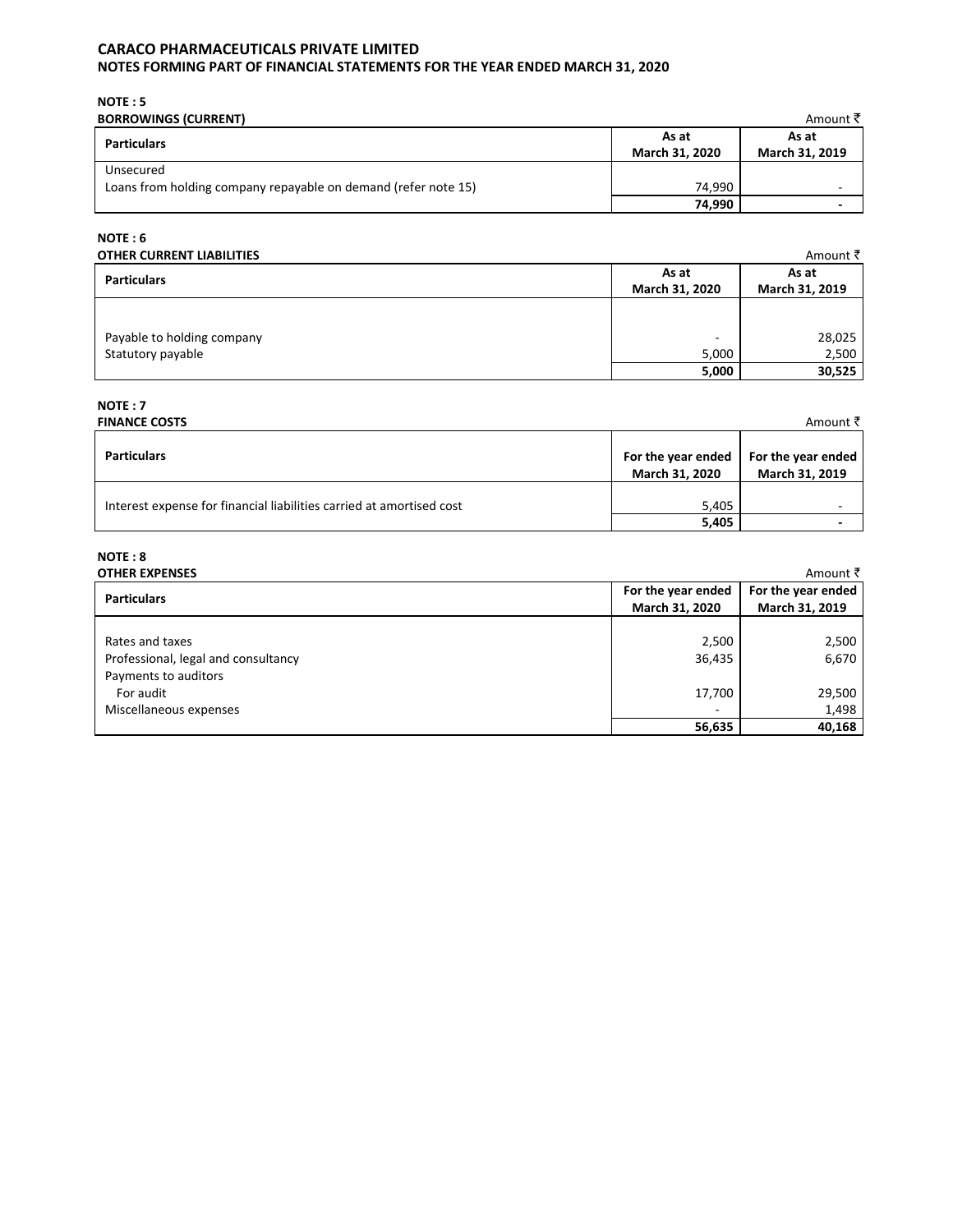# CARACO PHARMACEUTICALS PRIVATE LIMITED

## NOTES FORMING PART OF FINANCIAL STATEMENTS FOR THE YEAR ENDED MARCH 31, 2020

### NOTE : 5

**BORROWINGS (CURRENT)**

Amount ₹

| Particulars | As at March 31, 2020 | As at March 31, 2019 |
|---|---|---|
| Unsecured | | |
| Loans from holding company repayable on demand (refer note 15) | 74,990 | - |
| | **74,990** | **-** |

### NOTE : 6

**OTHER CURRENT LIABILITIES**

Amount ₹

| Particulars | As at March 31, 2020 | As at March 31, 2019 |
|---|---|---|
| Payable to holding company | - | 28,025 |
| Statutory payable | 5,000 | 2,500 |
| | **5,000** | **30,525** |

### NOTE : 7

**FINANCE COSTS**

Amount ₹

| Particulars | For the year ended March 31, 2020 | For the year ended March 31, 2019 |
|---|---|---|
| Interest expense for financial liabilities carried at amortised cost | 5,405 | - |
| | **5,405** | **-** |

### NOTE : 8

**OTHER EXPENSES**

Amount ₹

| Particulars | For the year ended March 31, 2020 | For the year ended March 31, 2019 |
|---|---|---|
| Rates and taxes | 2,500 | 2,500 |
| Professional, legal and consultancy | 36,435 | 6,670 |
| Payments to auditors | | |
| For audit | 17,700 | 29,500 |
| Miscellaneous expenses | - | 1,498 |
| | **56,635** | **40,168** |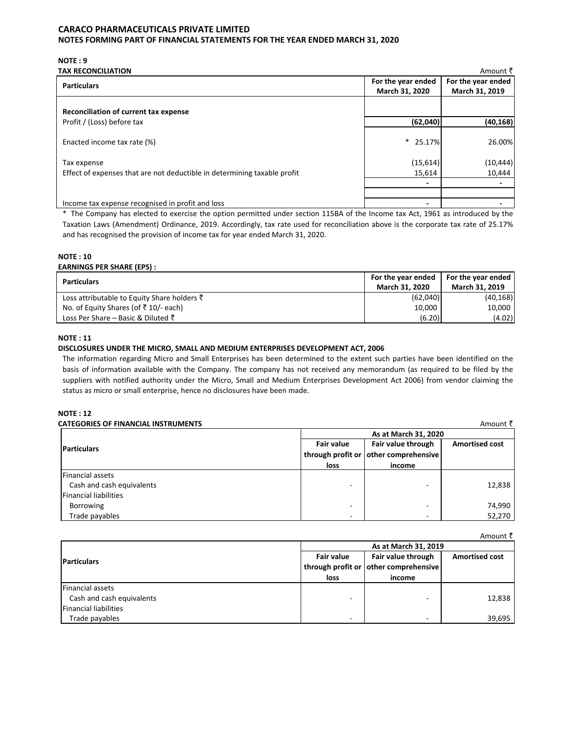**CARACO PHARMACEUTICALS PRIVATE LIMITED**
**NOTES FORMING PART OF FINANCIAL STATEMENTS FOR THE YEAR ENDED MARCH 31, 2020**

**NOTE : 9**
**TAX RECONCILIATION**

Amount ₹

| Particulars | For the year ended March 31, 2020 | For the year ended March 31, 2019 |
|---|---|---|
| **Reconciliation of current tax expense** | | |
| Profit / (Loss) before tax | **(62,040)** | **(40,168)** |
| Enacted income tax rate (%) | * 25.17% | 26.00% |
| Tax expense | (15,614) | (10,444) |
| Effect of expenses that are not deductible in determining taxable profit | 15,614 | 10,444 |
| | - | - |
| Income tax expense recognised in profit and loss | - | - |

* The Company has elected to exercise the option permitted under section 115BA of the Income tax Act, 1961 as introduced by the Taxation Laws (Amendment) Ordinance, 2019. Accordingly, tax rate used for reconciliation above is the corporate tax rate of 25.17% and has recognised the provision of income tax for year ended March 31, 2020.

**NOTE : 10**
**EARNINGS PER SHARE (EPS) :**

| Particulars | For the year ended March 31, 2020 | For the year ended March 31, 2019 |
|---|---|---|
| Loss attributable to Equity Share holders ₹ | (62,040) | (40,168) |
| No. of Equity Shares (of ₹ 10/- each) | 10,000 | 10,000 |
| Loss Per Share – Basic & Diluted ₹ | (6.20) | (4.02) |

**NOTE : 11**
**DISCLOSURES UNDER THE MICRO, SMALL AND MEDIUM ENTERPRISES DEVELOPMENT ACT, 2006**

The information regarding Micro and Small Enterprises has been determined to the extent such parties have been identified on the basis of information available with the Company. The company has not received any memorandum (as required to be filed by the suppliers with notified authority under the Micro, Small and Medium Enterprises Development Act 2006) from vendor claiming the status as micro or small enterprise, hence no disclosures have been made.

**NOTE : 12**
**CATEGORIES OF FINANCIAL INSTRUMENTS**

Amount ₹

| Particulars | As at March 31, 2020 | | |
|---|---|---|---|
| | Fair value through profit or loss | Fair value through other comprehensive income | Amortised cost |
| Financial assets | | | |
| Cash and cash equivalents | - | - | 12,838 |
| Financial liabilities | | | |
| Borrowing | - | - | 74,990 |
| Trade payables | - | - | 52,270 |

Amount ₹

| Particulars | As at March 31, 2019 | | |
|---|---|---|---|
| | Fair value through profit or loss | Fair value through other comprehensive income | Amortised cost |
| Financial assets | | | |
| Cash and cash equivalents | - | - | 12,838 |
| Financial liabilities | | | |
| Trade payables | - | - | 39,695 |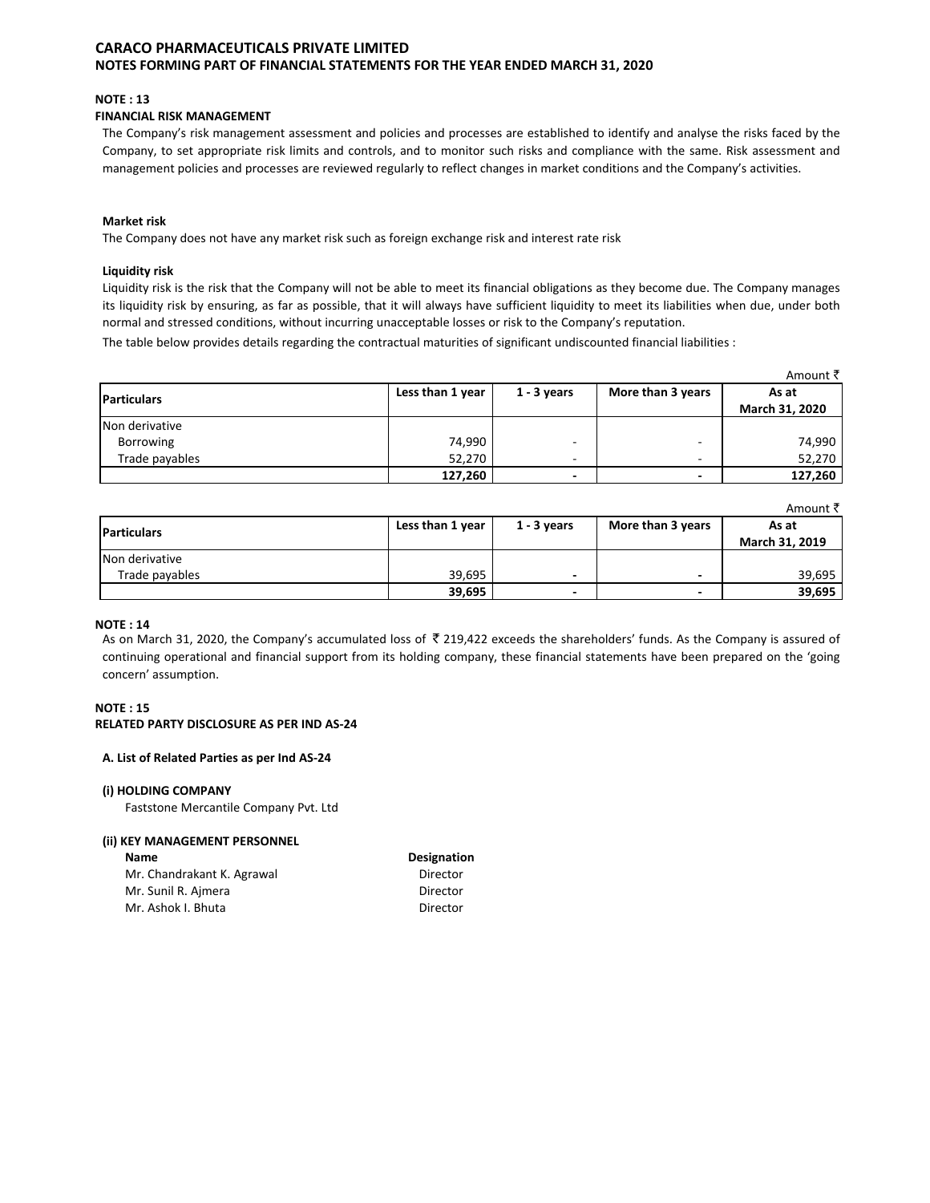**CARACO PHARMACEUTICALS PRIVATE LIMITED**
**NOTES FORMING PART OF FINANCIAL STATEMENTS FOR THE YEAR ENDED MARCH 31, 2020**

**NOTE : 13**
**FINANCIAL RISK MANAGEMENT**

The Company's risk management assessment and policies and processes are established to identify and analyse the risks faced by the Company, to set appropriate risk limits and controls, and to monitor such risks and compliance with the same. Risk assessment and management policies and processes are reviewed regularly to reflect changes in market conditions and the Company's activities.

**Market risk**

The Company does not have any market risk such as foreign exchange risk and interest rate risk

**Liquidity risk**

Liquidity risk is the risk that the Company will not be able to meet its financial obligations as they become due. The Company manages its liquidity risk by ensuring, as far as possible, that it will always have sufficient liquidity to meet its liabilities when due, under both normal and stressed conditions, without incurring unacceptable losses or risk to the Company's reputation.

The table below provides details regarding the contractual maturities of significant undiscounted financial liabilities :

Amount ₹

| Particulars | Less than 1 year | 1 - 3 years | More than 3 years | As at March 31, 2020 |
|---|---|---|---|---|
| Non derivative | | | | |
| Borrowing | 74,990 | - | - | 74,990 |
| Trade payables | 52,270 | - | - | 52,270 |
| | **127,260** | **-** | **-** | **127,260** |

Amount ₹

| Particulars | Less than 1 year | 1 - 3 years | More than 3 years | As at March 31, 2019 |
|---|---|---|---|---|
| Non derivative | | | | |
| Trade payables | 39,695 | - | - | 39,695 |
| | **39,695** | **-** | **-** | **39,695** |

**NOTE : 14**

As on March 31, 2020, the Company's accumulated loss of ₹ 219,422 exceeds the shareholders' funds. As the Company is assured of continuing operational and financial support from its holding company, these financial statements have been prepared on the 'going concern' assumption.

**NOTE : 15**
**RELATED PARTY DISCLOSURE AS PER IND AS-24**

**A. List of Related Parties as per Ind AS-24**

**(i) HOLDING COMPANY**

Faststone Mercantile Company Pvt. Ltd

**(ii) KEY MANAGEMENT PERSONNEL**

| Name | Designation |
|---|---|
| Mr. Chandrakant K. Agrawal | Director |
| Mr. Sunil R. Ajmera | Director |
| Mr. Ashok I. Bhuta | Director |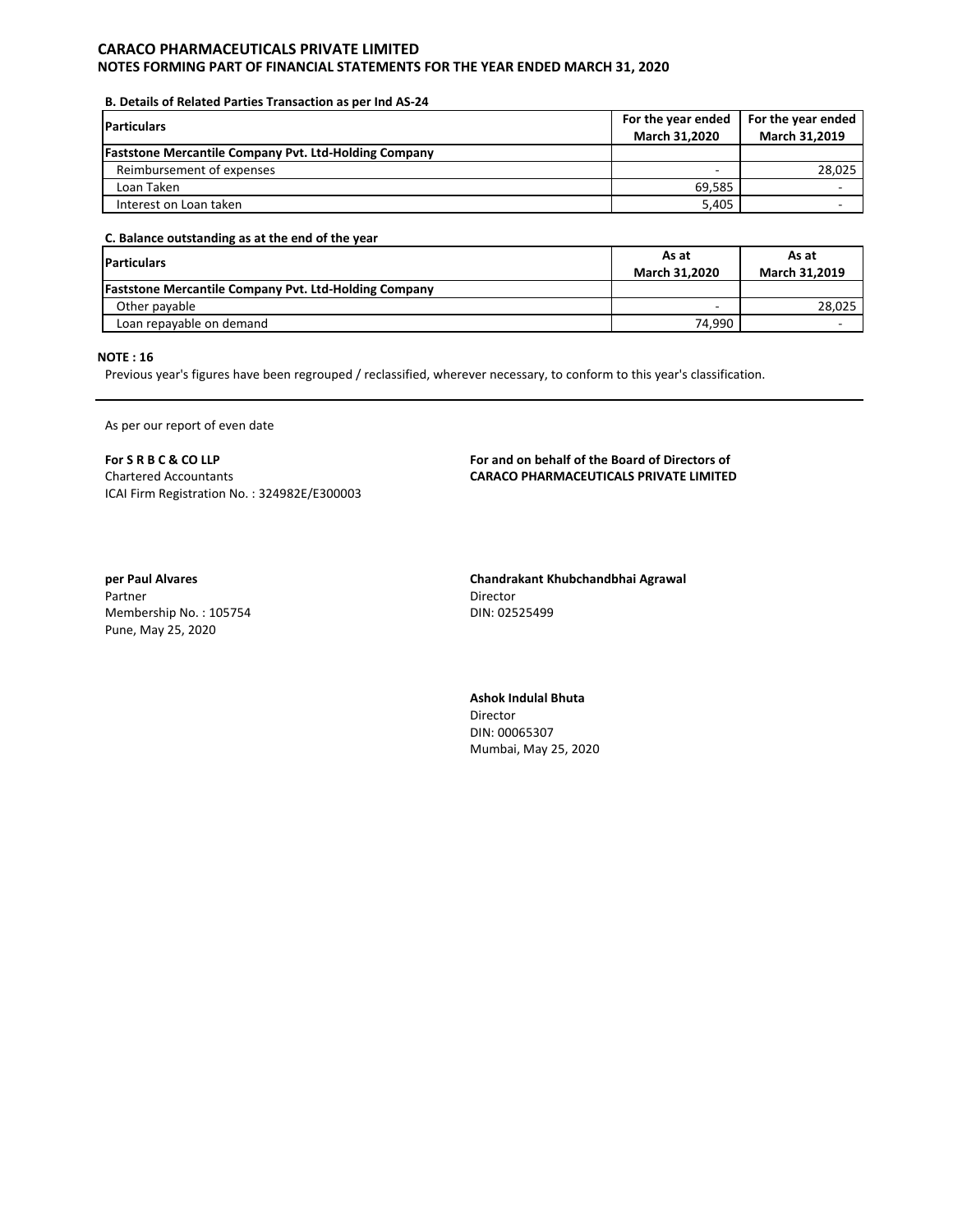## CARACO PHARMACEUTICALS PRIVATE LIMITED
### NOTES FORMING PART OF FINANCIAL STATEMENTS FOR THE YEAR ENDED MARCH 31, 2020

**B. Details of Related Parties Transaction as per Ind AS-24**

| Particulars | For the year ended March 31,2020 | For the year ended March 31,2019 |
|---|---|---|
| **Faststone Mercantile Company Pvt. Ltd-Holding Company** | | |
| Reimbursement of expenses | - | 28,025 |
| Loan Taken | 69,585 | - |
| Interest on Loan taken | 5,405 | - |

**C. Balance outstanding as at the end of the year**

| Particulars | As at March 31,2020 | As at March 31,2019 |
|---|---|---|
| **Faststone Mercantile Company Pvt. Ltd-Holding Company** | | |
| Other payable | - | 28,025 |
| Loan repayable on demand | 74,990 | - |

**NOTE : 16**

Previous year's figures have been regrouped / reclassified, wherever necessary, to conform to this year's classification.

---

As per our report of even date

**For S R B C & CO LLP**
Chartered Accountants
ICAI Firm Registration No. : 324982E/E300003

**per Paul Alvares**
Partner
Membership No. : 105754
Pune, May 25, 2020

**For and on behalf of the Board of Directors of**
**CARACO PHARMACEUTICALS PRIVATE LIMITED**

**Chandrakant Khubchandbhai Agrawal**
Director
DIN: 02525499

**Ashok Indulal Bhuta**
Director
DIN: 00065307
Mumbai, May 25, 2020